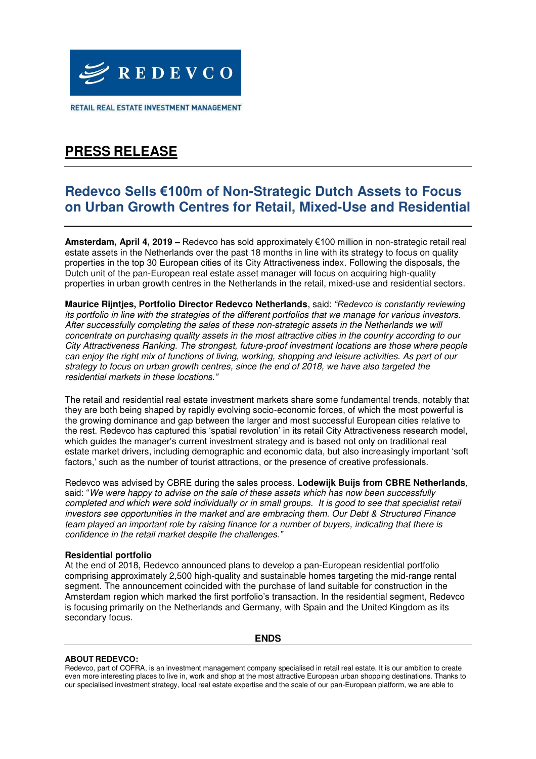REDEVCO

RETAIL REAL ESTATE INVESTMENT MANAGEMENT

# PRESS RELEASE

## Redevco Sells €100m of Non-Strategic Dutch Assets to Focus on Urban Growth Centres for Retail, Mixed-Use and Residential

**Amsterdam, April 4, 2019 –** Redevco has sold approximately €100 million in non-strategic retail real estate assets in the Netherlands over the past 18 months in line with its strategy to focus on quality properties in the top 30 European cities of its City Attractiveness index. Following the disposals, the Dutch unit of the pan-European real estate asset manager will focus on acquiring high-quality properties in urban growth centres in the Netherlands in the retail, mixed-use and residential sectors.

**Maurice Rijntjes, Portfolio Director Redevco Netherlands**, said: *"Redevco is constantly reviewing its portfolio in line with the strategies of the different portfolios that we manage for various investors. After successfully completing the sales of these non-strategic assets in the Netherlands we will concentrate on purchasing quality assets in the most attractive cities in the country according to our City Attractiveness Ranking. The strongest, future-proof investment locations are those where people can enjoy the right mix of functions of living, working, shopping and leisure activities. As part of our strategy to focus on urban growth centres, since the end of 2018, we have also targeted the residential markets in these locations."*

The retail and residential real estate investment markets share some fundamental trends, notably that they are both being shaped by rapidly evolving socio-economic forces, of which the most powerful is the growing dominance and gap between the larger and most successful European cities relative to the rest. Redevco has captured this 'spatial revolution' in its retail City Attractiveness research model, which guides the manager's current investment strategy and is based not only on traditional real estate market drivers, including demographic and economic data, but also increasingly important 'soft factors,' such as the number of tourist attractions, or the presence of creative professionals.

Redevco was advised by CBRE during the sales process. **Lodewijk Buijs from CBRE Netherlands**, said: "*We were happy to advise on the sale of these assets which has now been successfully completed and which were sold individually or in small groups. It is good to see that specialist retail investors see opportunities in the market and are embracing them. Our Debt & Structured Finance team played an important role by raising finance for a number of buyers, indicating that there is confidence in the retail market despite the challenges."*

**Residential portfolio**

At the end of 2018, Redevco announced plans to develop a pan-European residential portfolio comprising approximately 2,500 high-quality and sustainable homes targeting the mid-range rental segment. The announcement coincided with the purchase of land suitable for construction in the Amsterdam region which marked the first portfolio's transaction. In the residential segment, Redevco is focusing primarily on the Netherlands and Germany, with Spain and the United Kingdom as its secondary focus.

**ENDS**

**ABOUT REDEVCO:**

Redevco, part of COFRA, is an investment management company specialised in retail real estate. It is our ambition to create even more interesting places to live in, work and shop at the most attractive European urban shopping destinations. Thanks to our specialised investment strategy, local real estate expertise and the scale of our pan-European platform, we are able to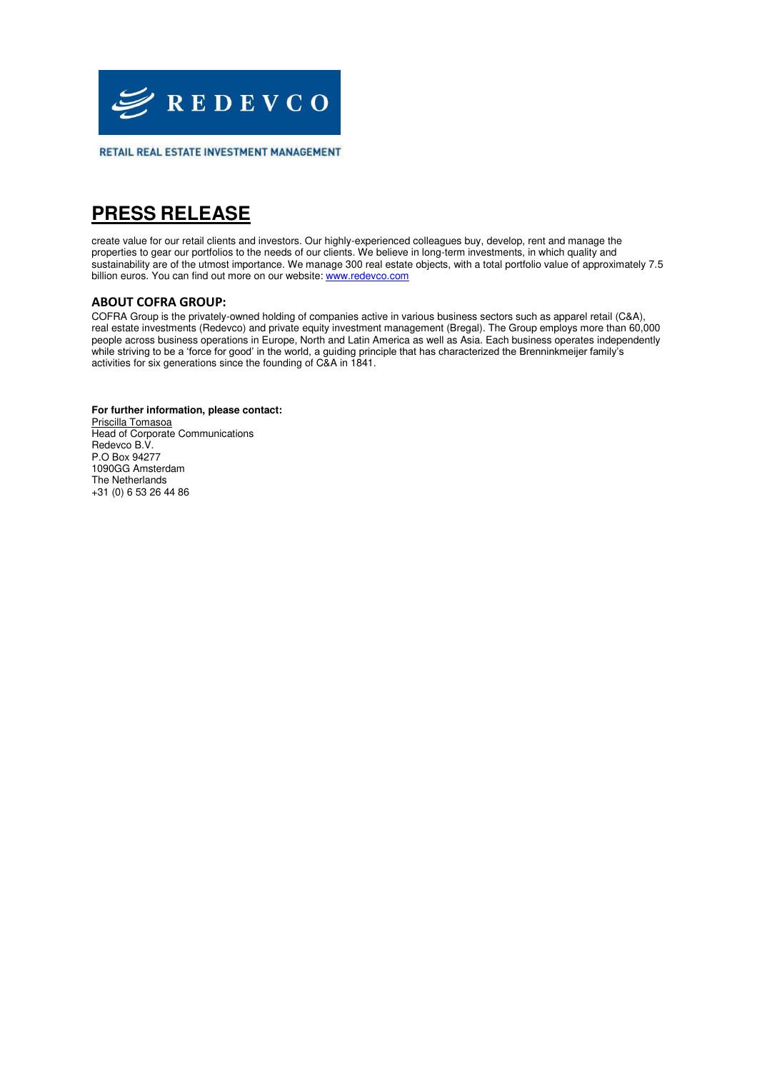REDEVCO

RETAIL REAL ESTATE INVESTMENT MANAGEMENT

# PRESS RELEASE

create value for our retail clients and investors. Our highly-experienced colleagues buy, develop, rent and manage the properties to gear our portfolios to the needs of our clients. We believe in long-term investments, in which quality and sustainability are of the utmost importance. We manage 300 real estate objects, with a total portfolio value of approximately 7.5 billion euros. You can find out more on our website: [www.redevco.com](http://www.redevco.com)

## ABOUT COFRA GROUP:

COFRA Group is the privately-owned holding of companies active in various business sectors such as apparel retail (C&A), real estate investments (Redevco) and private equity investment management (Bregal). The Group employs more than 60,000 people across business operations in Europe, North and Latin America as well as Asia. Each business operates independently while striving to be a 'force for good' in the world, a guiding principle that has characterized the Brenninkmeijer family's activities for six generations since the founding of C&A in 1841.

**For further information, please contact:**
Priscilla Tomasoa
Head of Corporate Communications
Redevco B.V.
P.O Box 94277
1090GG Amsterdam
The Netherlands
+31 (0) 6 53 26 44 86